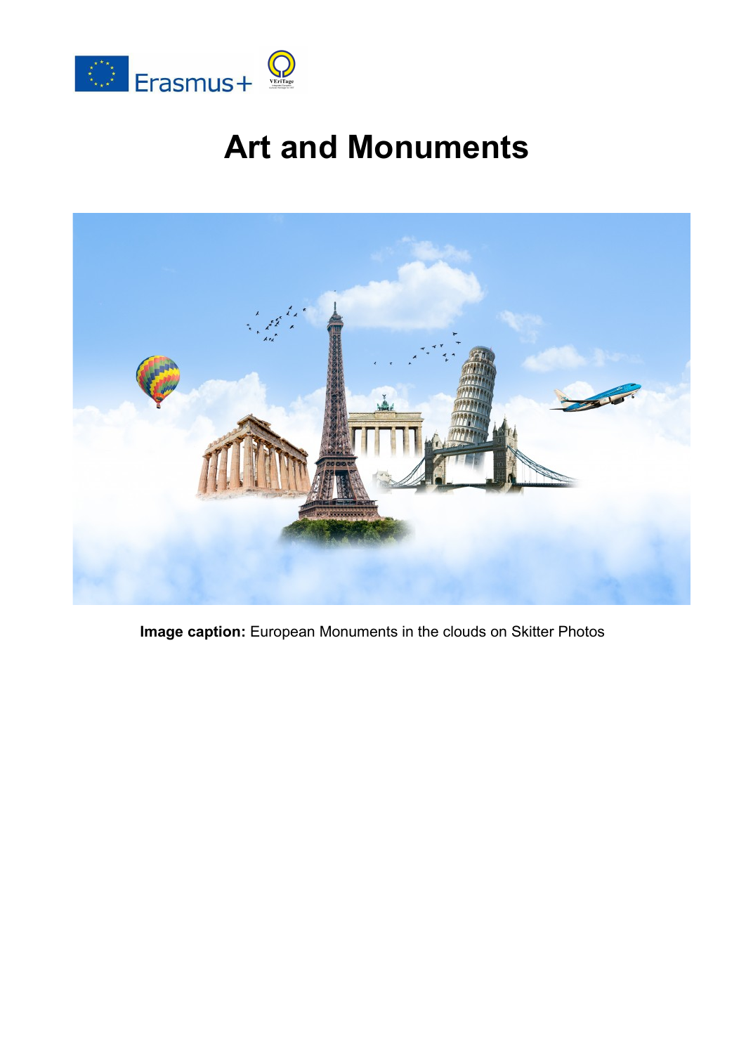# Art and Monuments

**Image caption:** European Monuments in the clouds on Skitter Photos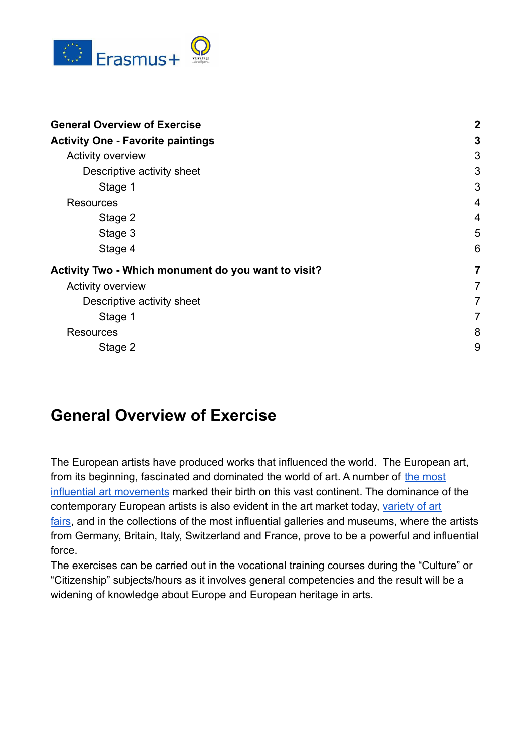| | |
|---|---|
| **General Overview of Exercise** | **2** |
| **Activity One - Favorite paintings** | **3** |
| Activity overview | 3 |
| Descriptive activity sheet | 3 |
| Stage 1 | 3 |
| Resources | 4 |
| Stage 2 | 4 |
| Stage 3 | 5 |
| Stage 4 | 6 |
| **Activity Two - Which monument do you want to visit?** | **7** |
| Activity overview | 7 |
| Descriptive activity sheet | 7 |
| Stage 1 | 7 |
| Resources | 8 |
| Stage 2 | 9 |

# General Overview of Exercise

The European artists have produced works that influenced the world. The European art, from its beginning, fascinated and dominated the world of art. A number of [the most influential art movements]() marked their birth on this vast continent. The dominance of the contemporary European artists is also evident in the art market today, [variety of art fairs](), and in the collections of the most influential galleries and museums, where the artists from Germany, Britain, Italy, Switzerland and France, prove to be a powerful and influential force.

The exercises can be carried out in the vocational training courses during the "Culture" or "Citizenship" subjects/hours as it involves general competencies and the result will be a widening of knowledge about Europe and European heritage in arts.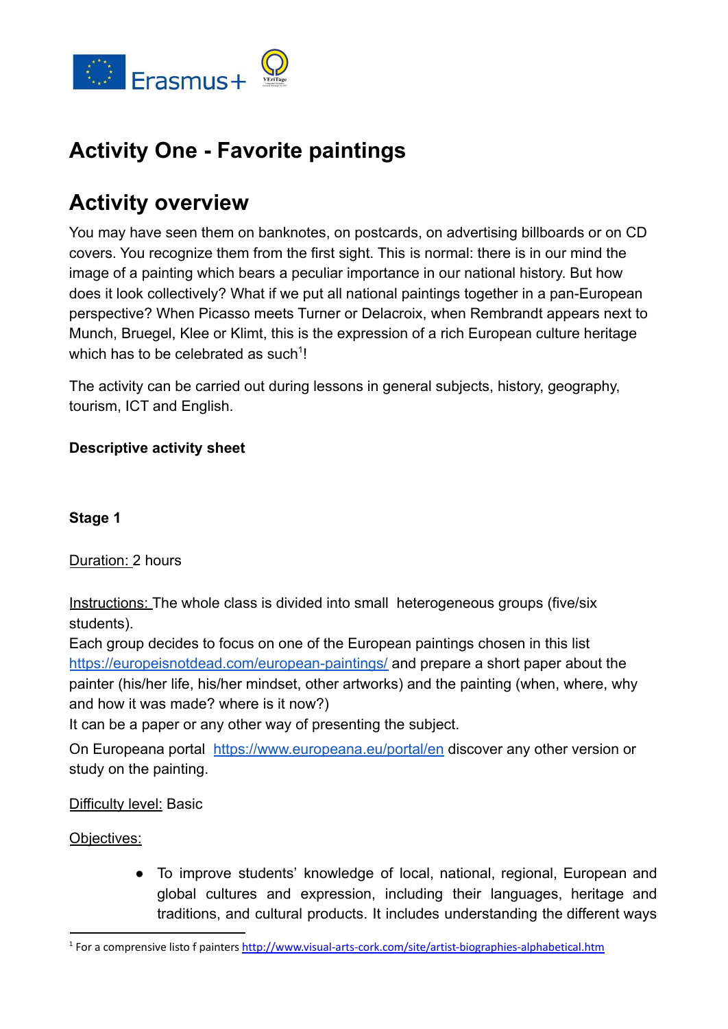# Activity One - Favorite paintings

## Activity overview

You may have seen them on banknotes, on postcards, on advertising billboards or on CD covers. You recognize them from the first sight. This is normal: there is in our mind the image of a painting which bears a peculiar importance in our national history. But how does it look collectively? What if we put all national paintings together in a pan-European perspective? When Picasso meets Turner or Delacroix, when Rembrandt appears next to Munch, Bruegel, Klee or Klimt, this is the expression of a rich European culture heritage which has to be celebrated as such[1]!

The activity can be carried out during lessons in general subjects, history, geography, tourism, ICT and English.

**Descriptive activity sheet**

**Stage 1**

Duration: 2 hours

Instructions: The whole class is divided into small heterogeneous groups (five/six students).
Each group decides to focus on one of the European paintings chosen in this list https://europeisnotdead.com/european-paintings/ and prepare a short paper about the painter (his/her life, his/her mindset, other artworks) and the painting (when, where, why and how it was made? where is it now?)
It can be a paper or any other way of presenting the subject.

On Europeana portal https://www.europeana.eu/portal/en discover any other version or study on the painting.

Difficulty level: Basic

Objectives:

- To improve students' knowledge of local, national, regional, European and global cultures and expression, including their languages, heritage and traditions, and cultural products. It includes understanding the different ways

[1] For a comprensive listo f painters http://www.visual-arts-cork.com/site/artist-biographies-alphabetical.htm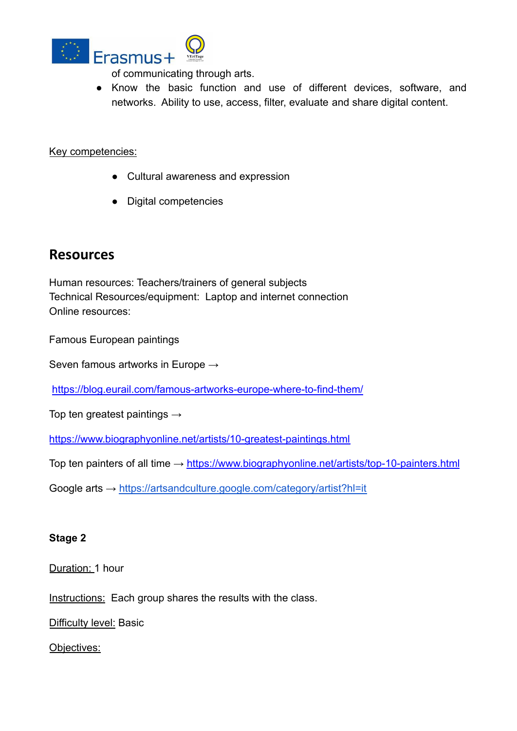of communicating through arts.
- Know the basic function and use of different devices, software, and networks. Ability to use, access, filter, evaluate and share digital content.

Key competencies:

- Cultural awareness and expression
- Digital competencies

## Resources

Human resources: Teachers/trainers of general subjects
Technical Resources/equipment: Laptop and internet connection
Online resources:

Famous European paintings

Seven famous artworks in Europe →

https://blog.eurail.com/famous-artworks-europe-where-to-find-them/

Top ten greatest paintings →

https://www.biographyonline.net/artists/10-greatest-paintings.html

Top ten painters of all time → https://www.biographyonline.net/artists/top-10-painters.html

Google arts → https://artsandculture.google.com/category/artist?hl=it

**Stage 2**

Duration: 1 hour

Instructions: Each group shares the results with the class.

Difficulty level: Basic

Objectives: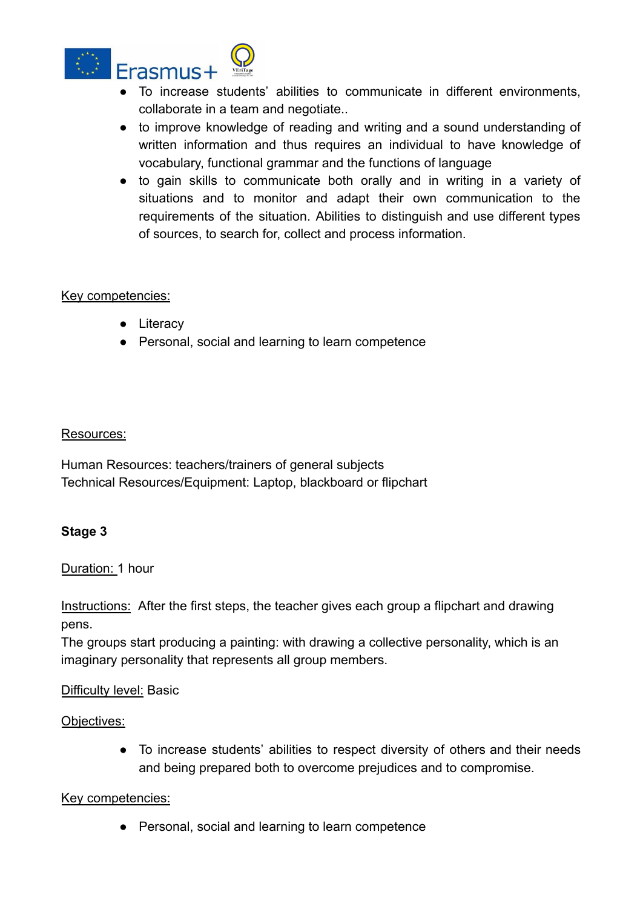- To increase students' abilities to communicate in different environments, collaborate in a team and negotiate..
- to improve knowledge of reading and writing and a sound understanding of written information and thus requires an individual to have knowledge of vocabulary, functional grammar and the functions of language
- to gain skills to communicate both orally and in writing in a variety of situations and to monitor and adapt their own communication to the requirements of the situation. Abilities to distinguish and use different types of sources, to search for, collect and process information.

Key competencies:

- Literacy
- Personal, social and learning to learn competence

Resources:

Human Resources: teachers/trainers of general subjects
Technical Resources/Equipment: Laptop, blackboard or flipchart

**Stage 3**

Duration: 1 hour

Instructions: After the first steps, the teacher gives each group a flipchart and drawing pens.
The groups start producing a painting: with drawing a collective personality, which is an imaginary personality that represents all group members.

Difficulty level: Basic

Objectives:

- To increase students' abilities to respect diversity of others and their needs and being prepared both to overcome prejudices and to compromise.

Key competencies:

- Personal, social and learning to learn competence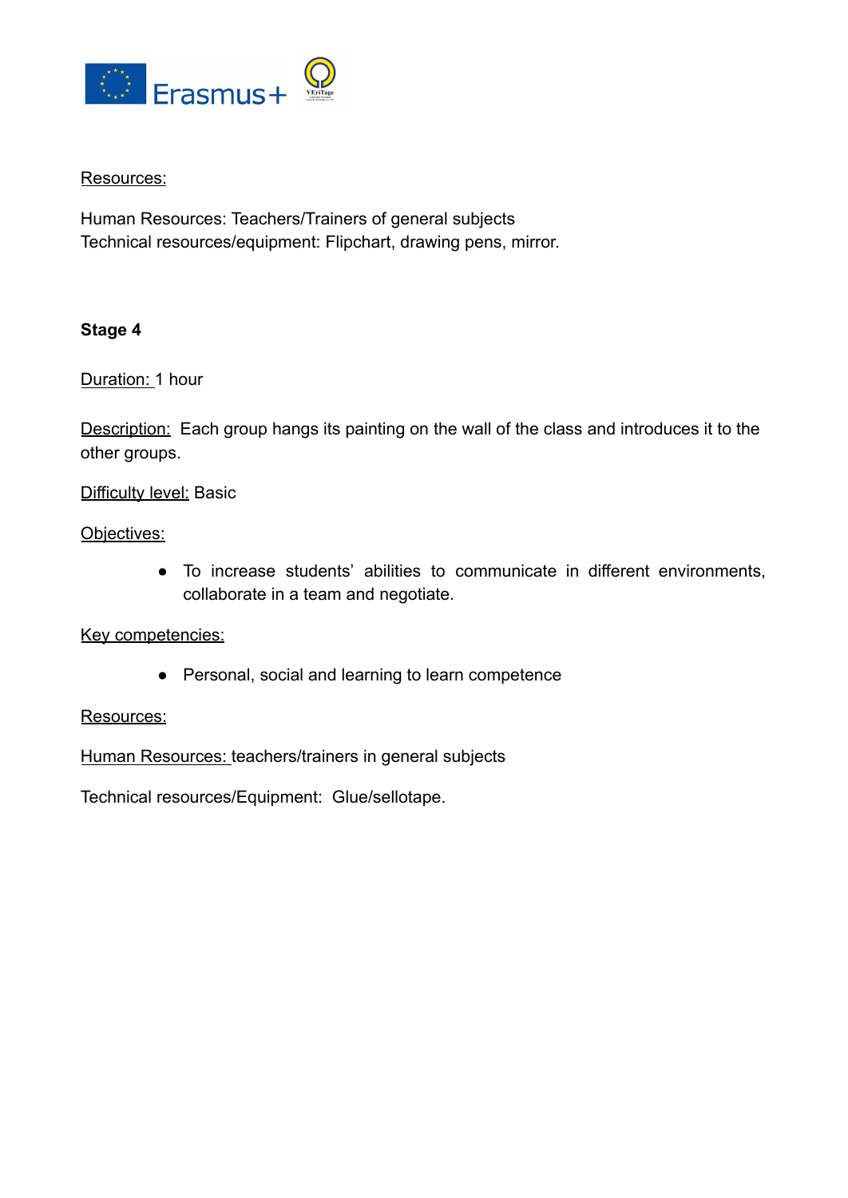Resources:

Human Resources: Teachers/Trainers of general subjects
Technical resources/equipment: Flipchart, drawing pens, mirror.

**Stage 4**

Duration: 1 hour

Description: Each group hangs its painting on the wall of the class and introduces it to the other groups.

Difficulty level: Basic

Objectives:

- To increase students' abilities to communicate in different environments, collaborate in a team and negotiate.

Key competencies:

- Personal, social and learning to learn competence

Resources:

Human Resources: teachers/trainers in general subjects

Technical resources/Equipment: Glue/sellotape.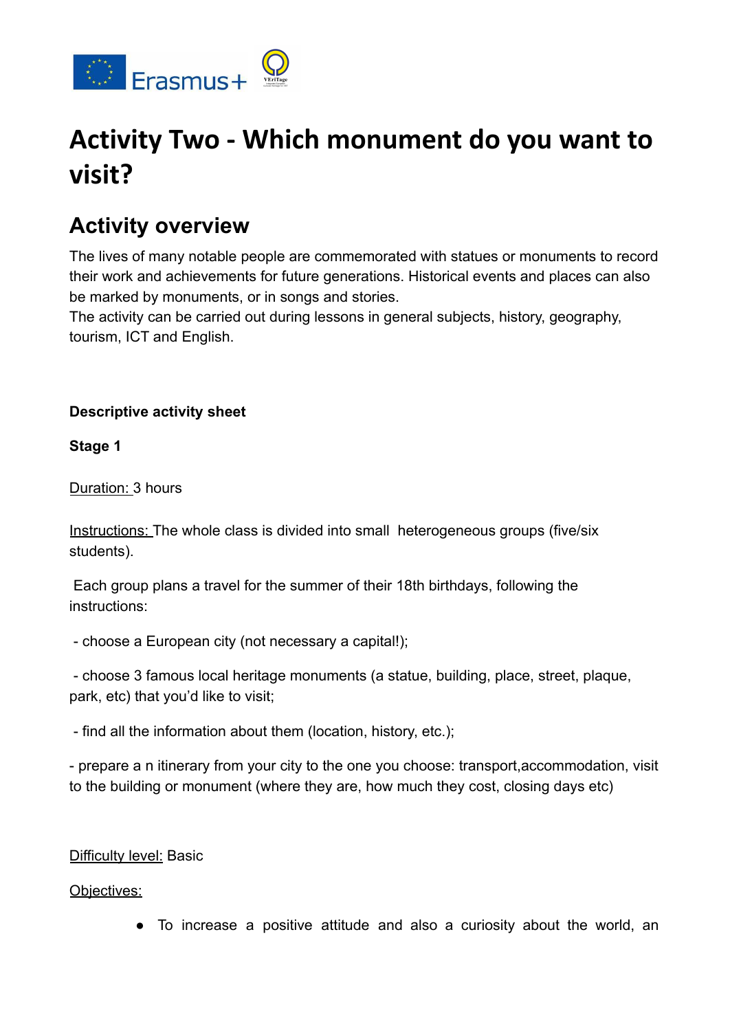# Activity Two - Which monument do you want to visit?

## Activity overview

The lives of many notable people are commemorated with statues or monuments to record their work and achievements for future generations. Historical events and places can also be marked by monuments, or in songs and stories.
The activity can be carried out during lessons in general subjects, history, geography, tourism, ICT and English.

**Descriptive activity sheet**

**Stage 1**

Duration: 3 hours

Instructions: The whole class is divided into small heterogeneous groups (five/six students).

Each group plans a travel for the summer of their 18th birthdays, following the instructions:

- choose a European city (not necessary a capital!);

- choose 3 famous local heritage monuments (a statue, building, place, street, plaque, park, etc) that you'd like to visit;

- find all the information about them (location, history, etc.);

- prepare a n itinerary from your city to the one you choose: transport,accommodation, visit to the building or monument (where they are, how much they cost, closing days etc)

Difficulty level: Basic

Objectives:

- To increase a positive attitude and also a curiosity about the world, an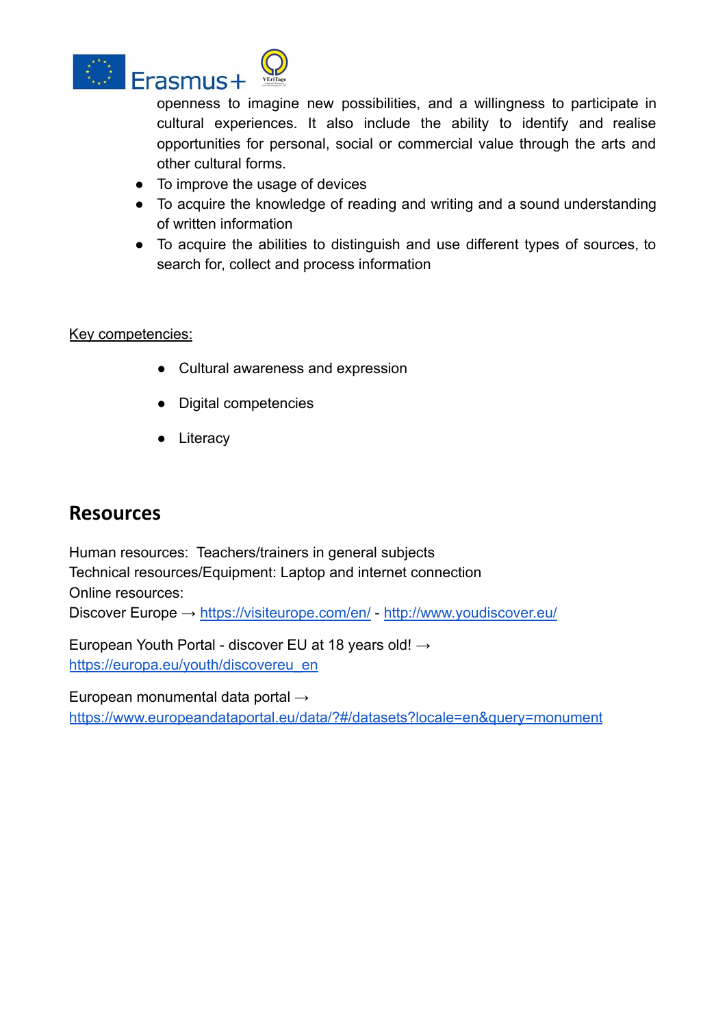openness to imagine new possibilities, and a willingness to participate in cultural experiences. It also include the ability to identify and realise opportunities for personal, social or commercial value through the arts and other cultural forms.

- To improve the usage of devices
- To acquire the knowledge of reading and writing and a sound understanding of written information
- To acquire the abilities to distinguish and use different types of sources, to search for, collect and process information

Key competencies:

- Cultural awareness and expression
- Digital competencies
- Literacy

## Resources

Human resources: Teachers/trainers in general subjects
Technical resources/Equipment: Laptop and internet connection
Online resources:
Discover Europe → https://visiteurope.com/en/ - http://www.youdiscover.eu/

European Youth Portal - discover EU at 18 years old! →
https://europa.eu/youth/discovereu_en

European monumental data portal →
https://www.europeandataportal.eu/data/?#/datasets?locale=en&query=monument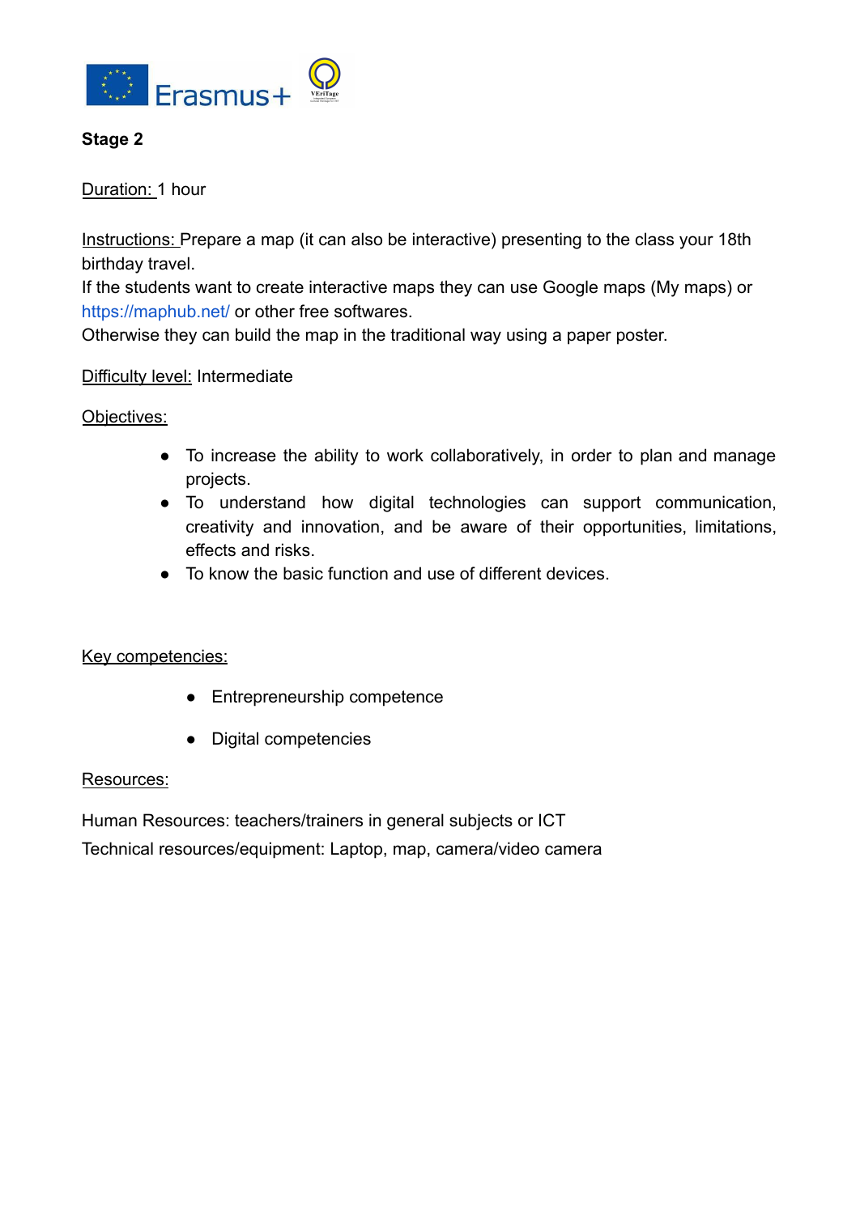**Stage 2**

Duration: 1 hour

Instructions: Prepare a map (it can also be interactive) presenting to the class your 18th birthday travel.
If the students want to create interactive maps they can use Google maps (My maps) or https://maphub.net/ or other free softwares.
Otherwise they can build the map in the traditional way using a paper poster.

Difficulty level: Intermediate

Objectives:

- To increase the ability to work collaboratively, in order to plan and manage projects.
- To understand how digital technologies can support communication, creativity and innovation, and be aware of their opportunities, limitations, effects and risks.
- To know the basic function and use of different devices.

Key competencies:

- Entrepreneurship competence
- Digital competencies

Resources:

Human Resources: teachers/trainers in general subjects or ICT

Technical resources/equipment: Laptop, map, camera/video camera